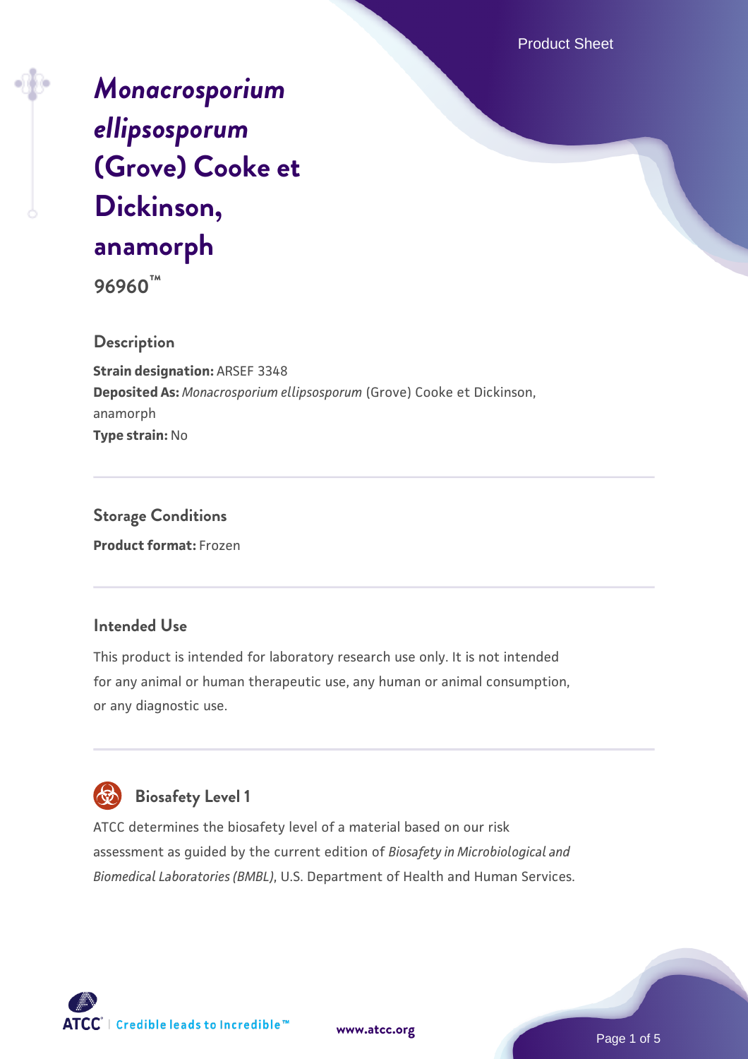# *Monacrosporium ellipsosporum* (Grove) Cooke et Dickinson, anamorph

**96960™**

## Description

**Strain designation:** ARSEF 3348

**Deposited As:** *Monacrosporium ellipsosporum* (Grove) Cooke et Dickinson, anamorph

**Type strain:** No

## Storage Conditions

**Product format:** Frozen

## Intended Use

This product is intended for laboratory research use only. It is not intended for any animal or human therapeutic use, any human or animal consumption, or any diagnostic use.

## Biosafety Level 1

ATCC determines the biosafety level of a material based on our risk assessment as guided by the current edition of *Biosafety in Microbiological and Biomedical Laboratories (BMBL)*, U.S. Department of Health and Human Services.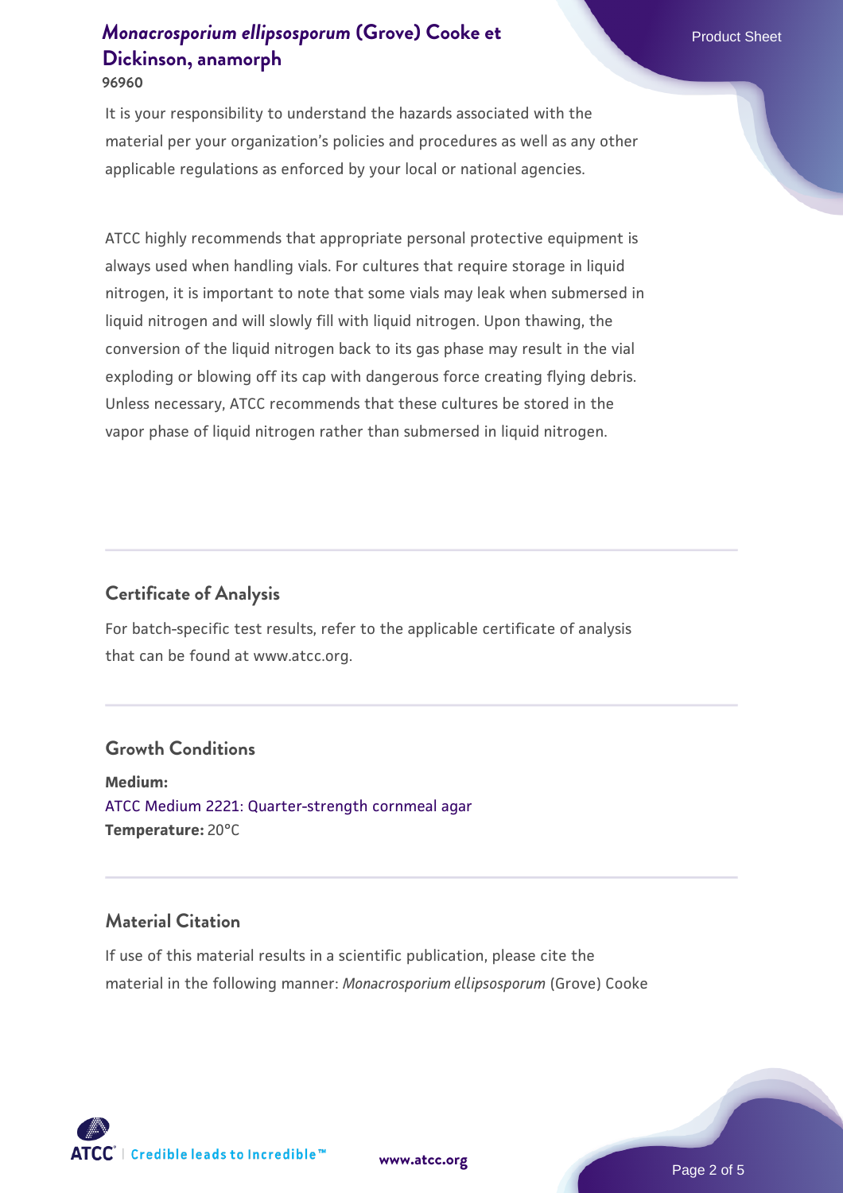It is your responsibility to understand the hazards associated with the material per your organization's policies and procedures as well as any other applicable regulations as enforced by your local or national agencies.

ATCC highly recommends that appropriate personal protective equipment is always used when handling vials. For cultures that require storage in liquid nitrogen, it is important to note that some vials may leak when submersed in liquid nitrogen and will slowly fill with liquid nitrogen. Upon thawing, the conversion of the liquid nitrogen back to its gas phase may result in the vial exploding or blowing off its cap with dangerous force creating flying debris. Unless necessary, ATCC recommends that these cultures be stored in the vapor phase of liquid nitrogen rather than submersed in liquid nitrogen.

## Certificate of Analysis

For batch-specific test results, refer to the applicable certificate of analysis that can be found at www.atcc.org.

## Growth Conditions

**Medium:**
ATCC Medium 2221: Quarter-strength cornmeal agar
**Temperature:** 20°C

## Material Citation

If use of this material results in a scientific publication, please cite the material in the following manner: *Monacrosporium ellipsosporum* (Grove) Cooke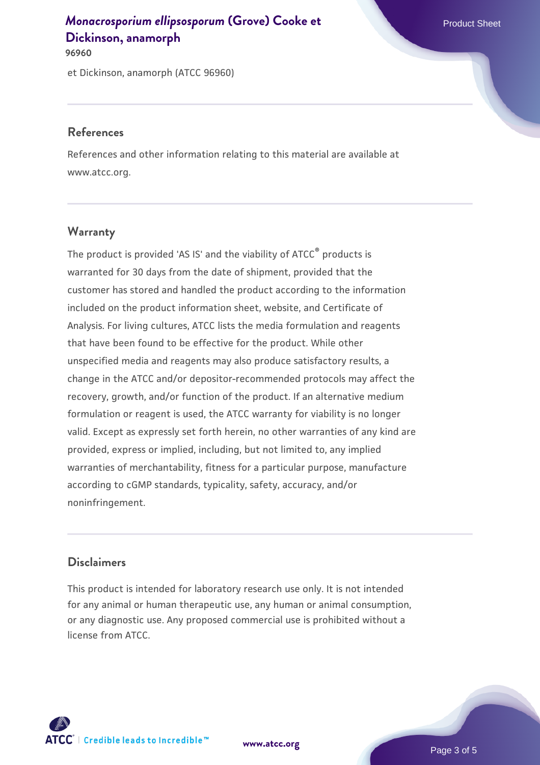et Dickinson, anamorph (ATCC 96960)

## References

References and other information relating to this material are available at www.atcc.org.

## Warranty

The product is provided 'AS IS' and the viability of ATCC® products is warranted for 30 days from the date of shipment, provided that the customer has stored and handled the product according to the information included on the product information sheet, website, and Certificate of Analysis. For living cultures, ATCC lists the media formulation and reagents that have been found to be effective for the product. While other unspecified media and reagents may also produce satisfactory results, a change in the ATCC and/or depositor-recommended protocols may affect the recovery, growth, and/or function of the product. If an alternative medium formulation or reagent is used, the ATCC warranty for viability is no longer valid. Except as expressly set forth herein, no other warranties of any kind are provided, express or implied, including, but not limited to, any implied warranties of merchantability, fitness for a particular purpose, manufacture according to cGMP standards, typicality, safety, accuracy, and/or noninfringement.

## Disclaimers

This product is intended for laboratory research use only. It is not intended for any animal or human therapeutic use, any human or animal consumption, or any diagnostic use. Any proposed commercial use is prohibited without a license from ATCC.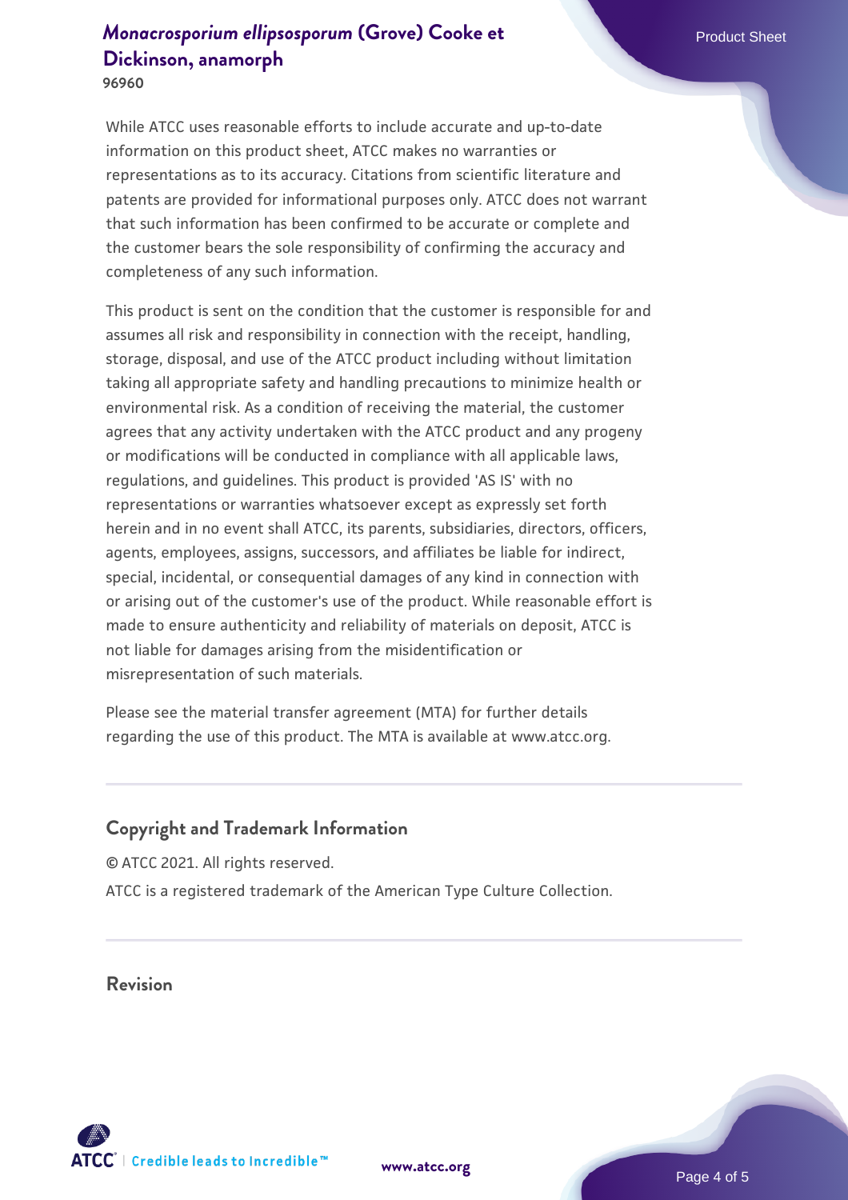While ATCC uses reasonable efforts to include accurate and up-to-date information on this product sheet, ATCC makes no warranties or representations as to its accuracy. Citations from scientific literature and patents are provided for informational purposes only. ATCC does not warrant that such information has been confirmed to be accurate or complete and the customer bears the sole responsibility of confirming the accuracy and completeness of any such information.

This product is sent on the condition that the customer is responsible for and assumes all risk and responsibility in connection with the receipt, handling, storage, disposal, and use of the ATCC product including without limitation taking all appropriate safety and handling precautions to minimize health or environmental risk. As a condition of receiving the material, the customer agrees that any activity undertaken with the ATCC product and any progeny or modifications will be conducted in compliance with all applicable laws, regulations, and guidelines. This product is provided 'AS IS' with no representations or warranties whatsoever except as expressly set forth herein and in no event shall ATCC, its parents, subsidiaries, directors, officers, agents, employees, assigns, successors, and affiliates be liable for indirect, special, incidental, or consequential damages of any kind in connection with or arising out of the customer's use of the product. While reasonable effort is made to ensure authenticity and reliability of materials on deposit, ATCC is not liable for damages arising from the misidentification or misrepresentation of such materials.

Please see the material transfer agreement (MTA) for further details regarding the use of this product. The MTA is available at www.atcc.org.

## Copyright and Trademark Information

© ATCC 2021. All rights reserved.

ATCC is a registered trademark of the American Type Culture Collection.

## Revision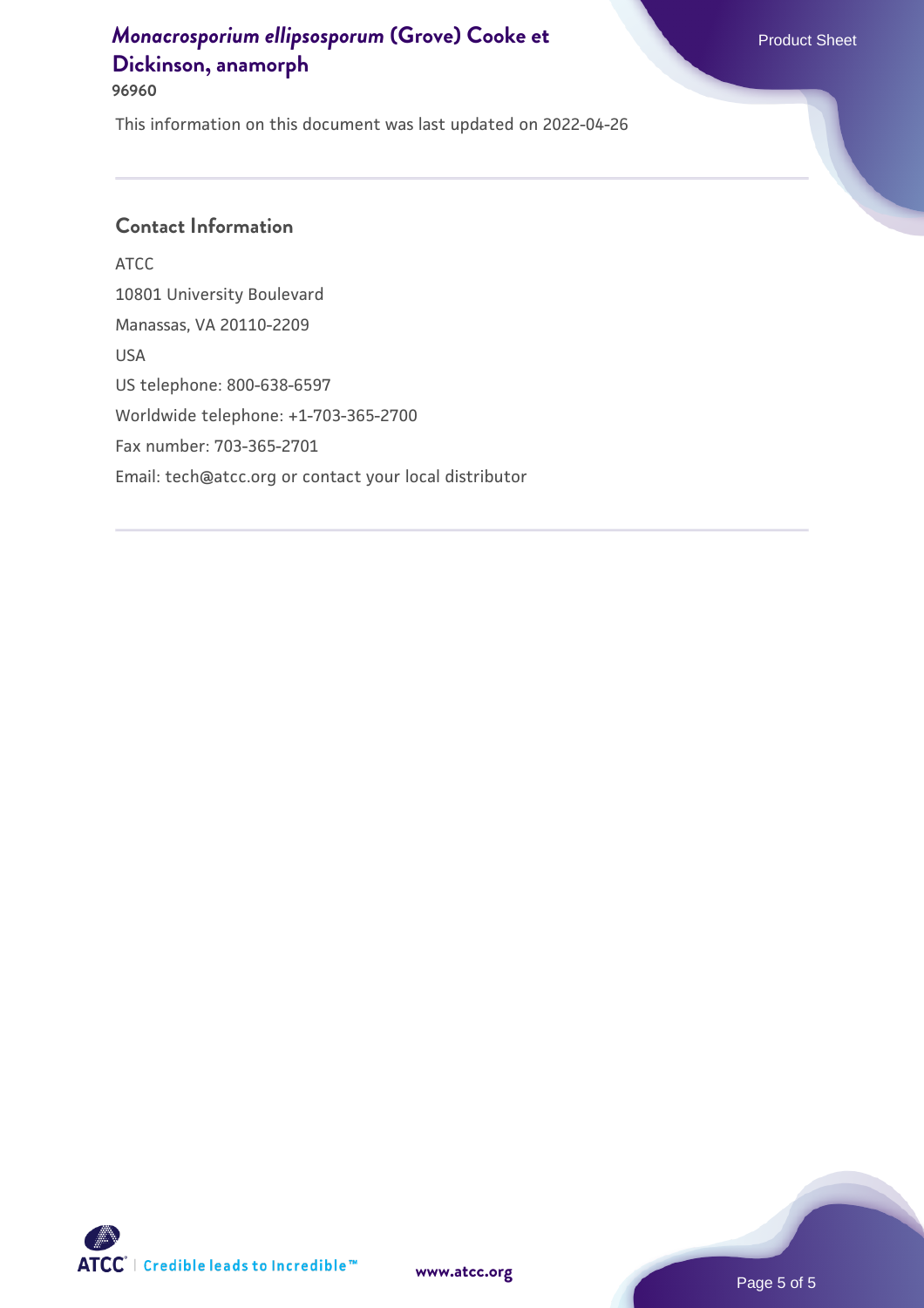This information on this document was last updated on 2022-04-26

## Contact Information

ATCC

10801 University Boulevard

Manassas, VA 20110-2209

USA

US telephone: 800-638-6597

Worldwide telephone: +1-703-365-2700

Fax number: 703-365-2701

Email: tech@atcc.org or contact your local distributor